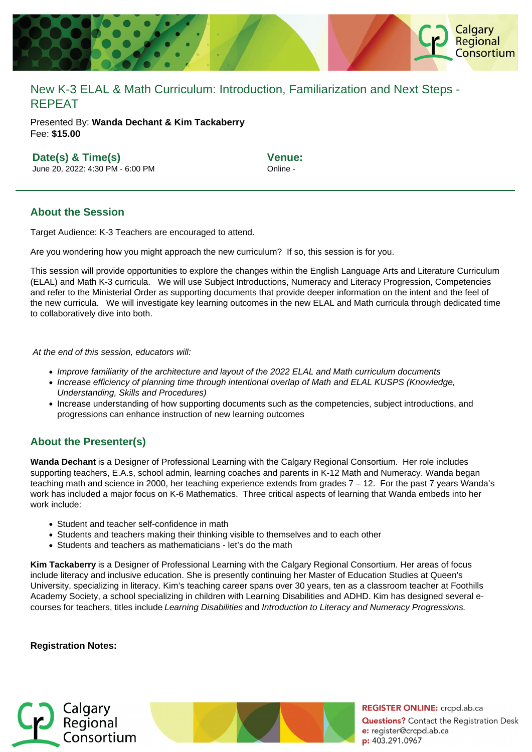# New K-3 ELAL & Math Curriculum: Introduction, Familiarization and Next Steps - REPEAT

Presented By: **Wanda Dechant & Kim Tackaberry**
Fee: **$15.00**

**Date(s) & Time(s)**
June 20, 2022: 4:30 PM - 6:00 PM

**Venue:**
Online -

## About the Session

Target Audience: K-3 Teachers are encouraged to attend.

Are you wondering how you might approach the new curriculum? If so, this session is for you.

This session will provide opportunities to explore the changes within the English Language Arts and Literature Curriculum (ELAL) and Math K-3 curricula. We will use Subject Introductions, Numeracy and Literacy Progression, Competencies and refer to the Ministerial Order as supporting documents that provide deeper information on the intent and the feel of the new curricula. We will investigate key learning outcomes in the new ELAL and Math curricula through dedicated time to collaboratively dive into both.

*At the end of this session, educators will:*

- *Improve familiarity of the architecture and layout of the 2022 ELAL and Math curriculum documents*
- *Increase efficiency of planning time through intentional overlap of Math and ELAL KUSPS (Knowledge, Understanding, Skills and Procedures)*
- Increase understanding of how supporting documents such as the competencies, subject introductions, and progressions can enhance instruction of new learning outcomes

## About the Presenter(s)

**Wanda Dechant** is a Designer of Professional Learning with the Calgary Regional Consortium. Her role includes supporting teachers, E.A.s, school admin, learning coaches and parents in K-12 Math and Numeracy. Wanda began teaching math and science in 2000, her teaching experience extends from grades 7 – 12. For the past 7 years Wanda's work has included a major focus on K-6 Mathematics. Three critical aspects of learning that Wanda embeds into her work include:

- Student and teacher self-confidence in math
- Students and teachers making their thinking visible to themselves and to each other
- Students and teachers as mathematicians - let's do the math

**Kim Tackaberry** is a Designer of Professional Learning with the Calgary Regional Consortium. Her areas of focus include literacy and inclusive education. She is presently continuing her Master of Education Studies at Queen's University, specializing in literacy. Kim's teaching career spans over 30 years, ten as a classroom teacher at Foothills Academy Society, a school specializing in children with Learning Disabilities and ADHD. Kim has designed several e-courses for teachers, titles include *Learning Disabilities* and *Introduction to Literacy and Numeracy Progressions.*

**Registration Notes:**

**REGISTER ONLINE:** crcpd.ab.ca
**Questions?** Contact the Registration Desk
**e:** register@crcpd.ab.ca
**p:** 403.291.0967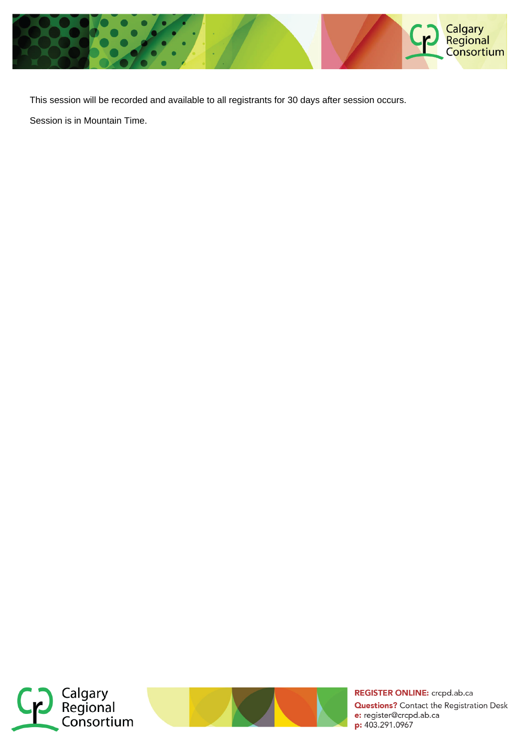This session will be recorded and available to all registrants for 30 days after session occurs.

Session is in Mountain Time.

**REGISTER ONLINE:** crcpd.ab.ca
**Questions?** Contact the Registration Desk
**e:** register@crcpd.ab.ca
**p:** 403.291.0967